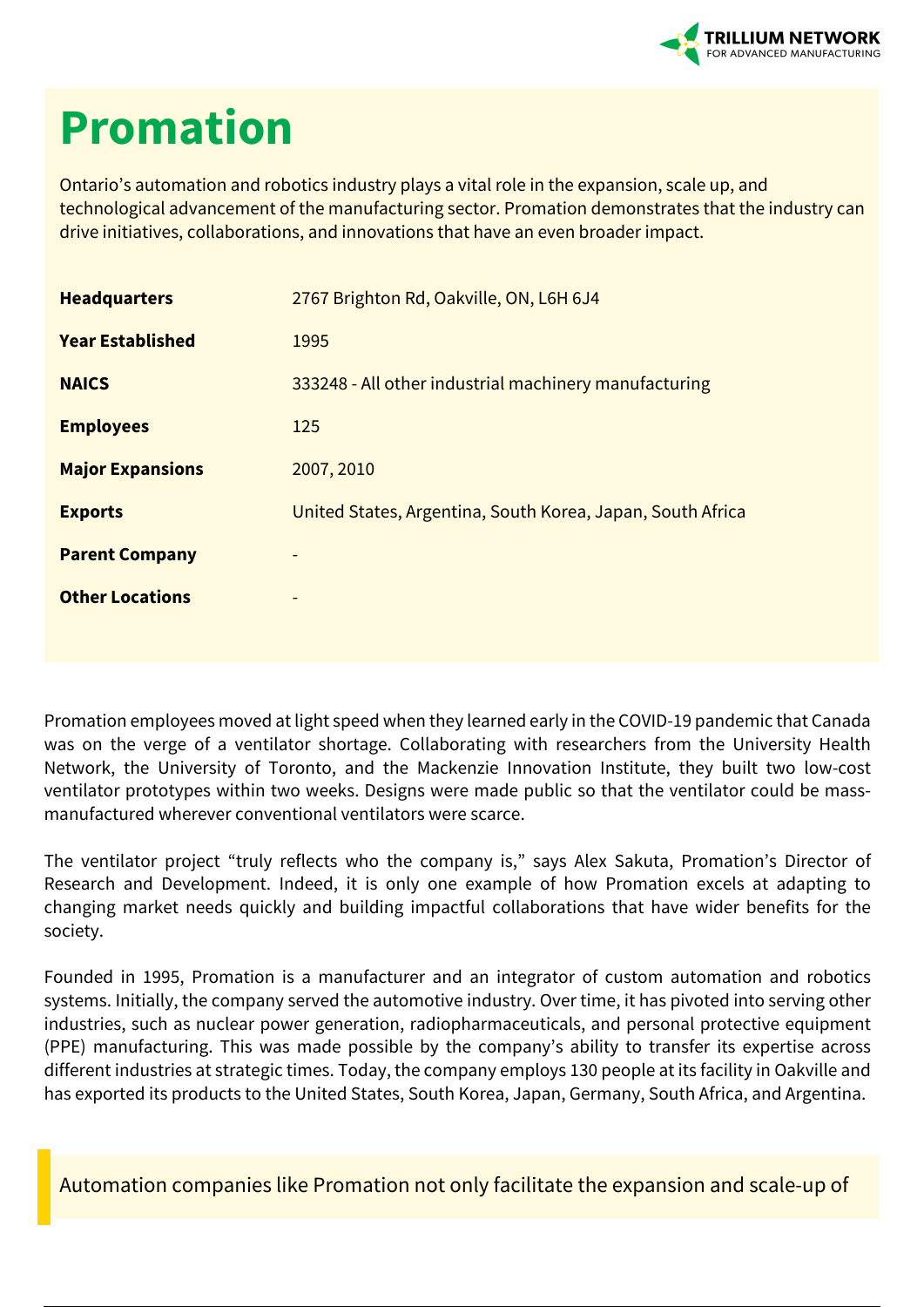# Promation

Ontario's automation and robotics industry plays a vital role in the expansion, scale up, and technological advancement of the manufacturing sector. Promation demonstrates that the industry can drive initiatives, collaborations, and innovations that have an even broader impact.

| | |
|---|---|
| **Headquarters** | 2767 Brighton Rd, Oakville, ON, L6H 6J4 |
| **Year Established** | 1995 |
| **NAICS** | 333248 - All other industrial machinery manufacturing |
| **Employees** | 125 |
| **Major Expansions** | 2007, 2010 |
| **Exports** | United States, Argentina, South Korea, Japan, South Africa |
| **Parent Company** | - |
| **Other Locations** | - |

Promation employees moved at light speed when they learned early in the COVID-19 pandemic that Canada was on the verge of a ventilator shortage. Collaborating with researchers from the University Health Network, the University of Toronto, and the Mackenzie Innovation Institute, they built two low-cost ventilator prototypes within two weeks. Designs were made public so that the ventilator could be mass-manufactured wherever conventional ventilators were scarce.

The ventilator project "truly reflects who the company is," says Alex Sakuta, Promation's Director of Research and Development. Indeed, it is only one example of how Promation excels at adapting to changing market needs quickly and building impactful collaborations that have wider benefits for the society.

Founded in 1995, Promation is a manufacturer and an integrator of custom automation and robotics systems. Initially, the company served the automotive industry. Over time, it has pivoted into serving other industries, such as nuclear power generation, radiopharmaceuticals, and personal protective equipment (PPE) manufacturing. This was made possible by the company's ability to transfer its expertise across different industries at strategic times. Today, the company employs 130 people at its facility in Oakville and has exported its products to the United States, South Korea, Japan, Germany, South Africa, and Argentina.

> Automation companies like Promation not only facilitate the expansion and scale-up of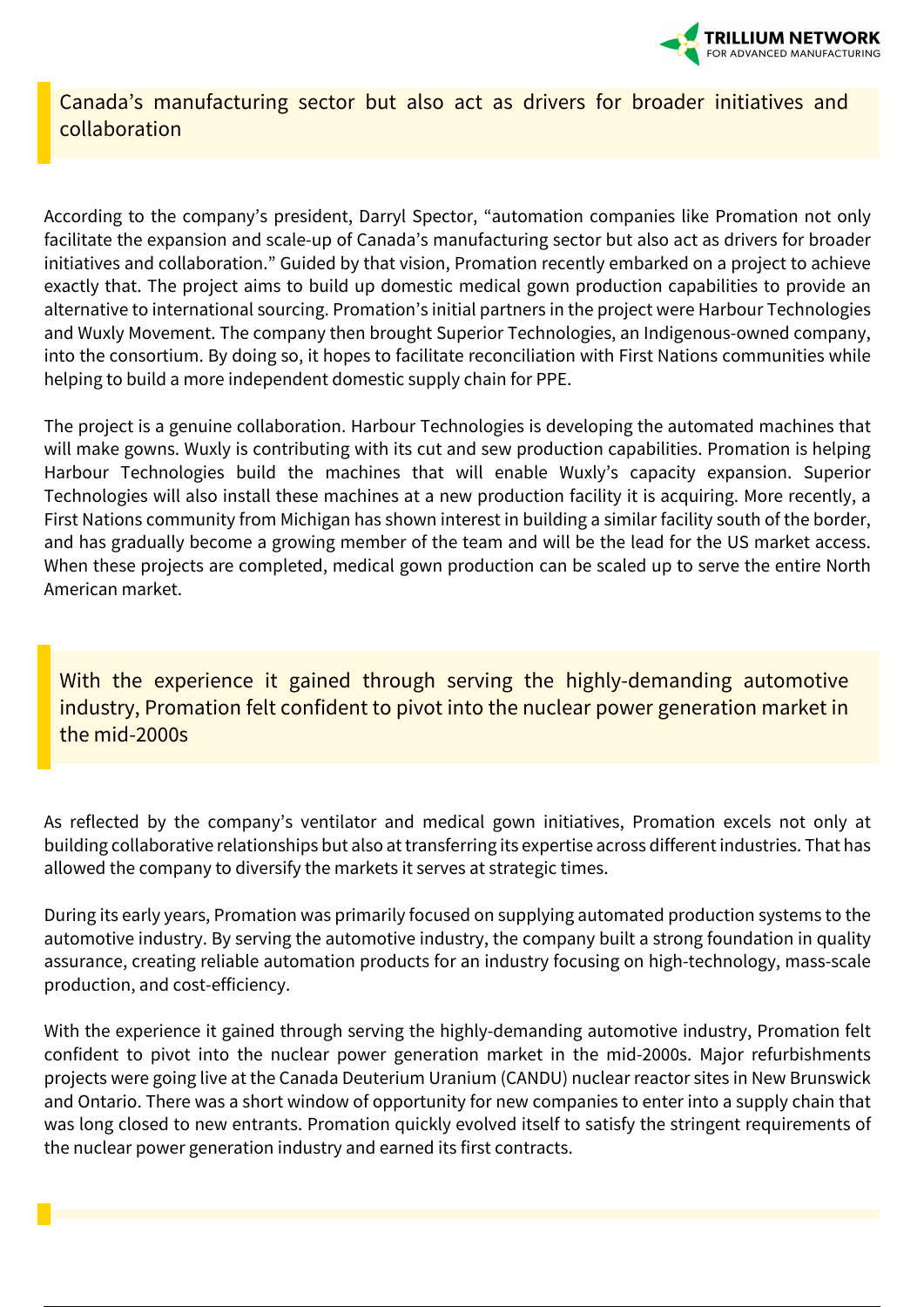> Canada's manufacturing sector but also act as drivers for broader initiatives and collaboration

According to the company's president, Darryl Spector, "automation companies like Promation not only facilitate the expansion and scale-up of Canada's manufacturing sector but also act as drivers for broader initiatives and collaboration." Guided by that vision, Promation recently embarked on a project to achieve exactly that. The project aims to build up domestic medical gown production capabilities to provide an alternative to international sourcing. Promation's initial partners in the project were Harbour Technologies and Wuxly Movement. The company then brought Superior Technologies, an Indigenous-owned company, into the consortium. By doing so, it hopes to facilitate reconciliation with First Nations communities while helping to build a more independent domestic supply chain for PPE.

The project is a genuine collaboration. Harbour Technologies is developing the automated machines that will make gowns. Wuxly is contributing with its cut and sew production capabilities. Promation is helping Harbour Technologies build the machines that will enable Wuxly's capacity expansion. Superior Technologies will also install these machines at a new production facility it is acquiring. More recently, a First Nations community from Michigan has shown interest in building a similar facility south of the border, and has gradually become a growing member of the team and will be the lead for the US market access. When these projects are completed, medical gown production can be scaled up to serve the entire North American market.

> With the experience it gained through serving the highly-demanding automotive industry, Promation felt confident to pivot into the nuclear power generation market in the mid-2000s

As reflected by the company's ventilator and medical gown initiatives, Promation excels not only at building collaborative relationships but also at transferring its expertise across different industries. That has allowed the company to diversify the markets it serves at strategic times.

During its early years, Promation was primarily focused on supplying automated production systems to the automotive industry. By serving the automotive industry, the company built a strong foundation in quality assurance, creating reliable automation products for an industry focusing on high-technology, mass-scale production, and cost-efficiency.

With the experience it gained through serving the highly-demanding automotive industry, Promation felt confident to pivot into the nuclear power generation market in the mid-2000s. Major refurbishments projects were going live at the Canada Deuterium Uranium (CANDU) nuclear reactor sites in New Brunswick and Ontario. There was a short window of opportunity for new companies to enter into a supply chain that was long closed to new entrants. Promation quickly evolved itself to satisfy the stringent requirements of the nuclear power generation industry and earned its first contracts.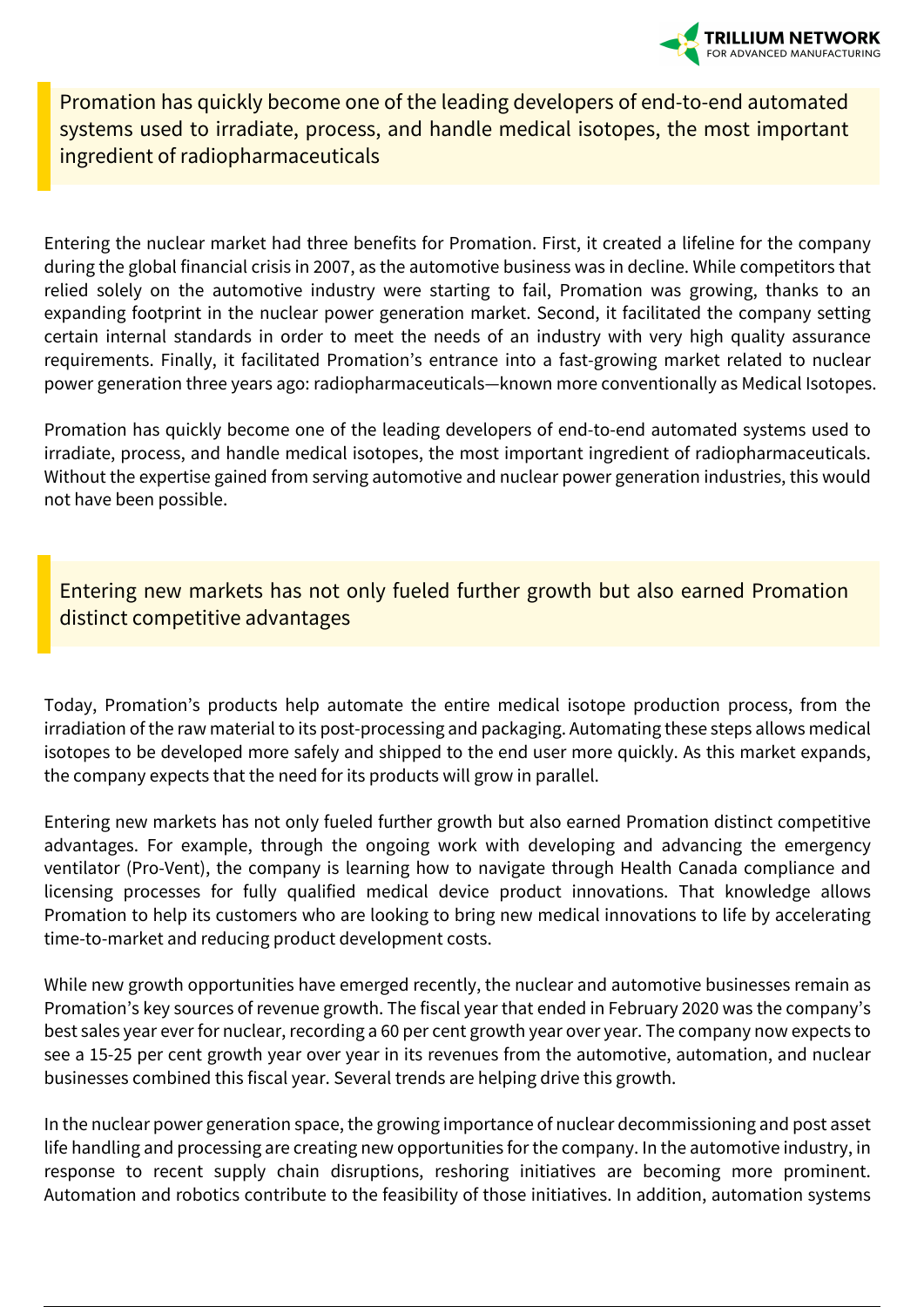> Promation has quickly become one of the leading developers of end-to-end automated systems used to irradiate, process, and handle medical isotopes, the most important ingredient of radiopharmaceuticals

Entering the nuclear market had three benefits for Promation. First, it created a lifeline for the company during the global financial crisis in 2007, as the automotive business was in decline. While competitors that relied solely on the automotive industry were starting to fail, Promation was growing, thanks to an expanding footprint in the nuclear power generation market. Second, it facilitated the company setting certain internal standards in order to meet the needs of an industry with very high quality assurance requirements. Finally, it facilitated Promation's entrance into a fast-growing market related to nuclear power generation three years ago: radiopharmaceuticals—known more conventionally as Medical Isotopes.

Promation has quickly become one of the leading developers of end-to-end automated systems used to irradiate, process, and handle medical isotopes, the most important ingredient of radiopharmaceuticals. Without the expertise gained from serving automotive and nuclear power generation industries, this would not have been possible.

> Entering new markets has not only fueled further growth but also earned Promation distinct competitive advantages

Today, Promation's products help automate the entire medical isotope production process, from the irradiation of the raw material to its post-processing and packaging. Automating these steps allows medical isotopes to be developed more safely and shipped to the end user more quickly. As this market expands, the company expects that the need for its products will grow in parallel.

Entering new markets has not only fueled further growth but also earned Promation distinct competitive advantages. For example, through the ongoing work with developing and advancing the emergency ventilator (Pro-Vent), the company is learning how to navigate through Health Canada compliance and licensing processes for fully qualified medical device product innovations. That knowledge allows Promation to help its customers who are looking to bring new medical innovations to life by accelerating time-to-market and reducing product development costs.

While new growth opportunities have emerged recently, the nuclear and automotive businesses remain as Promation's key sources of revenue growth. The fiscal year that ended in February 2020 was the company's best sales year ever for nuclear, recording a 60 per cent growth year over year. The company now expects to see a 15-25 per cent growth year over year in its revenues from the automotive, automation, and nuclear businesses combined this fiscal year. Several trends are helping drive this growth.

In the nuclear power generation space, the growing importance of nuclear decommissioning and post asset life handling and processing are creating new opportunities for the company. In the automotive industry, in response to recent supply chain disruptions, reshoring initiatives are becoming more prominent. Automation and robotics contribute to the feasibility of those initiatives. In addition, automation systems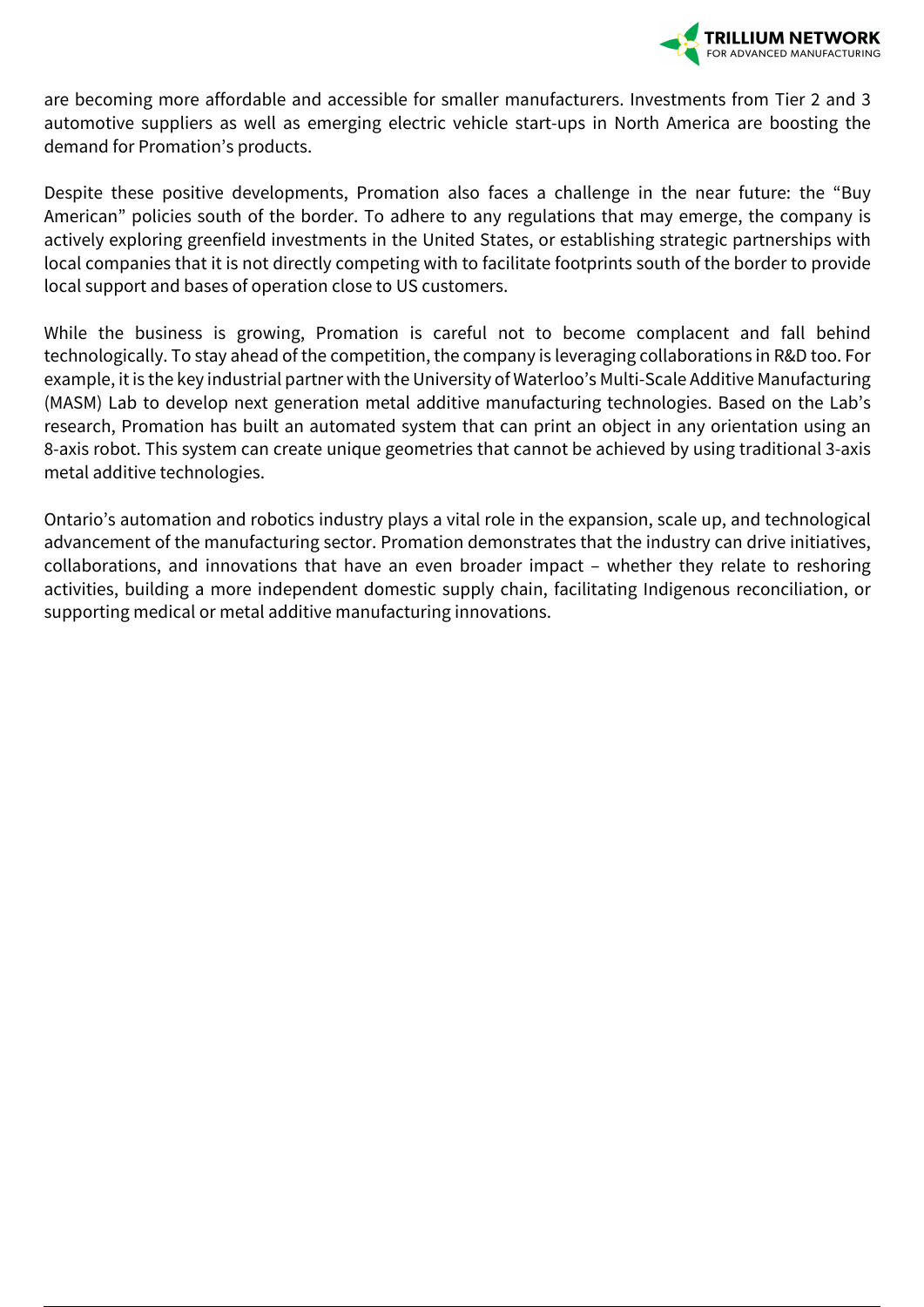are becoming more affordable and accessible for smaller manufacturers. Investments from Tier 2 and 3 automotive suppliers as well as emerging electric vehicle start-ups in North America are boosting the demand for Promation's products.

Despite these positive developments, Promation also faces a challenge in the near future: the "Buy American" policies south of the border. To adhere to any regulations that may emerge, the company is actively exploring greenfield investments in the United States, or establishing strategic partnerships with local companies that it is not directly competing with to facilitate footprints south of the border to provide local support and bases of operation close to US customers.

While the business is growing, Promation is careful not to become complacent and fall behind technologically. To stay ahead of the competition, the company is leveraging collaborations in R&D too. For example, it is the key industrial partner with the University of Waterloo's Multi-Scale Additive Manufacturing (MASM) Lab to develop next generation metal additive manufacturing technologies. Based on the Lab's research, Promation has built an automated system that can print an object in any orientation using an 8-axis robot. This system can create unique geometries that cannot be achieved by using traditional 3-axis metal additive technologies.

Ontario's automation and robotics industry plays a vital role in the expansion, scale up, and technological advancement of the manufacturing sector. Promation demonstrates that the industry can drive initiatives, collaborations, and innovations that have an even broader impact – whether they relate to reshoring activities, building a more independent domestic supply chain, facilitating Indigenous reconciliation, or supporting medical or metal additive manufacturing innovations.